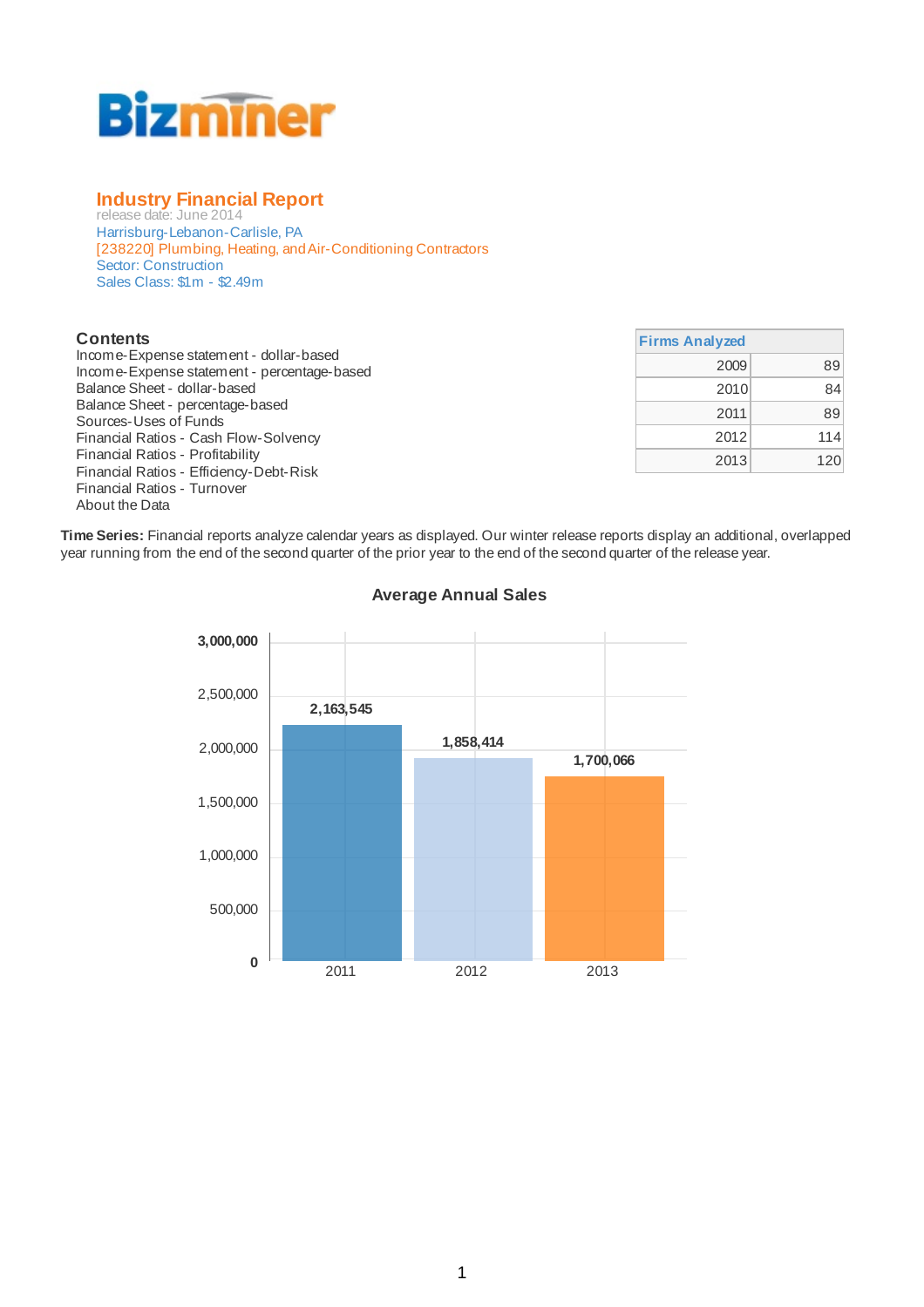Bizminer

# Industry Financial Report

release date: June 2014

Harrisburg-Lebanon-Carlisle, PA

[238220] Plumbing, Heating, and Air-Conditioning Contractors

Sector: Construction

Sales Class: $1m - $2.49m

## Contents

- Income-Expense statement - dollar-based
- Income-Expense statement - percentage-based
- Balance Sheet - dollar-based
- Balance Sheet - percentage-based
- Sources-Uses of Funds
- Financial Ratios - Cash Flow-Solvency
- Financial Ratios - Profitability
- Financial Ratios - Efficiency-Debt-Risk
- Financial Ratios - Turnover
- About the Data

| Firms Analyzed | |
|---|---|
| 2009 | 89 |
| 2010 | 84 |
| 2011 | 89 |
| 2012 | 114 |
| 2013 | 120 |

**Time Series:** Financial reports analyze calendar years as displayed. Our winter release reports display an additional, overlapped year running from the end of the second quarter of the prior year to the end of the second quarter of the release year.

### Average Annual Sales

| Year | Average Annual Sales |
|---|---|
| 2011 | 2,163,545 |
| 2012 | 1,858,414 |
| 2013 | 1,700,066 |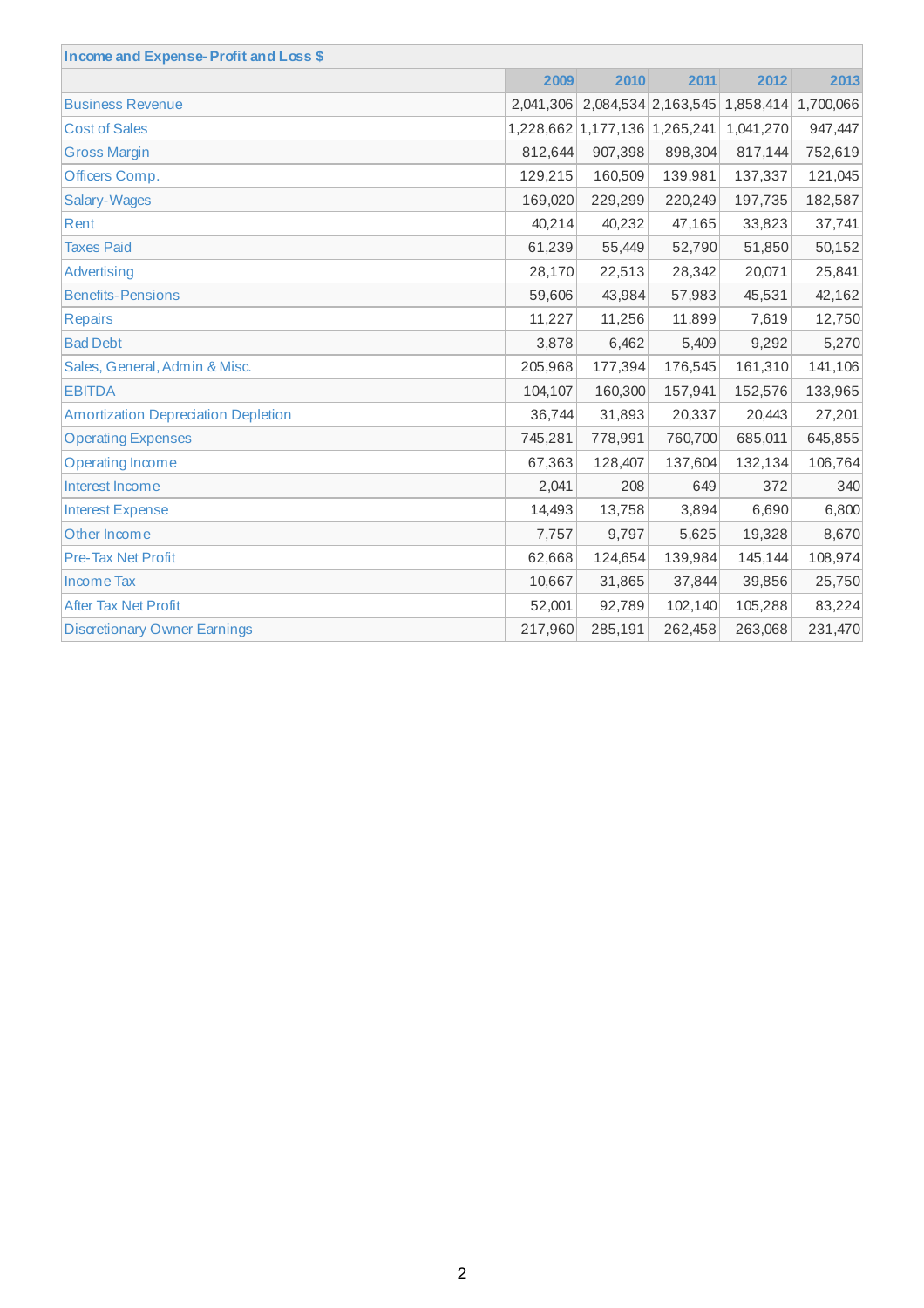| Income and Expense- Profit and Loss $ | | | | | |
|---|---|---|---|---|---|
| | 2009 | 2010 | 2011 | 2012 | 2013 |
| Business Revenue | 2,041,306 | 2,084,534 | 2,163,545 | 1,858,414 | 1,700,066 |
| Cost of Sales | 1,228,662 | 1,177,136 | 1,265,241 | 1,041,270 | 947,447 |
| Gross Margin | 812,644 | 907,398 | 898,304 | 817,144 | 752,619 |
| Officers Comp. | 129,215 | 160,509 | 139,981 | 137,337 | 121,045 |
| Salary-Wages | 169,020 | 229,299 | 220,249 | 197,735 | 182,587 |
| Rent | 40,214 | 40,232 | 47,165 | 33,823 | 37,741 |
| Taxes Paid | 61,239 | 55,449 | 52,790 | 51,850 | 50,152 |
| Advertising | 28,170 | 22,513 | 28,342 | 20,071 | 25,841 |
| Benefits-Pensions | 59,606 | 43,984 | 57,983 | 45,531 | 42,162 |
| Repairs | 11,227 | 11,256 | 11,899 | 7,619 | 12,750 |
| Bad Debt | 3,878 | 6,462 | 5,409 | 9,292 | 5,270 |
| Sales, General, Admin & Misc. | 205,968 | 177,394 | 176,545 | 161,310 | 141,106 |
| EBITDA | 104,107 | 160,300 | 157,941 | 152,576 | 133,965 |
| Amortization Depreciation Depletion | 36,744 | 31,893 | 20,337 | 20,443 | 27,201 |
| Operating Expenses | 745,281 | 778,991 | 760,700 | 685,011 | 645,855 |
| Operating Income | 67,363 | 128,407 | 137,604 | 132,134 | 106,764 |
| Interest Income | 2,041 | 208 | 649 | 372 | 340 |
| Interest Expense | 14,493 | 13,758 | 3,894 | 6,690 | 6,800 |
| Other Income | 7,757 | 9,797 | 5,625 | 19,328 | 8,670 |
| Pre-Tax Net Profit | 62,668 | 124,654 | 139,984 | 145,144 | 108,974 |
| Income Tax | 10,667 | 31,865 | 37,844 | 39,856 | 25,750 |
| After Tax Net Profit | 52,001 | 92,789 | 102,140 | 105,288 | 83,224 |
| Discretionary Owner Earnings | 217,960 | 285,191 | 262,458 | 263,068 | 231,470 |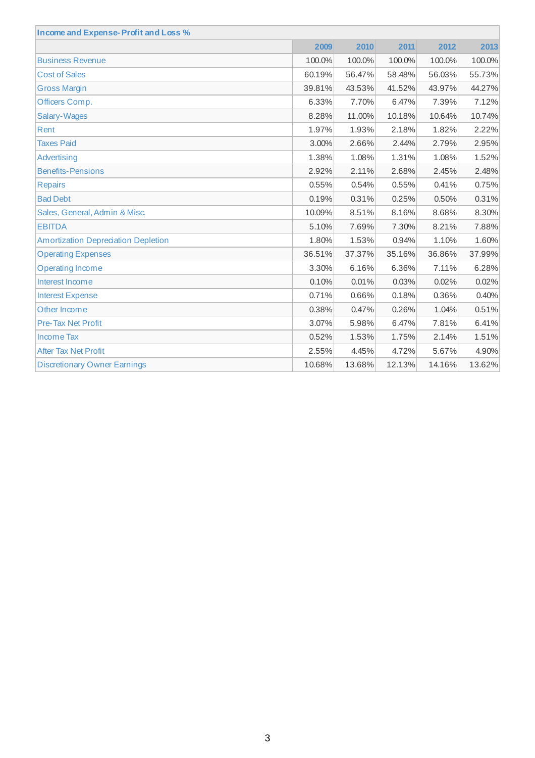| Income and Expense- Profit and Loss % | | | | | |
|---|---|---|---|---|---|
| | 2009 | 2010 | 2011 | 2012 | 2013 |
| Business Revenue | 100.0% | 100.0% | 100.0% | 100.0% | 100.0% |
| Cost of Sales | 60.19% | 56.47% | 58.48% | 56.03% | 55.73% |
| Gross Margin | 39.81% | 43.53% | 41.52% | 43.97% | 44.27% |
| Officers Comp. | 6.33% | 7.70% | 6.47% | 7.39% | 7.12% |
| Salary-Wages | 8.28% | 11.00% | 10.18% | 10.64% | 10.74% |
| Rent | 1.97% | 1.93% | 2.18% | 1.82% | 2.22% |
| Taxes Paid | 3.00% | 2.66% | 2.44% | 2.79% | 2.95% |
| Advertising | 1.38% | 1.08% | 1.31% | 1.08% | 1.52% |
| Benefits-Pensions | 2.92% | 2.11% | 2.68% | 2.45% | 2.48% |
| Repairs | 0.55% | 0.54% | 0.55% | 0.41% | 0.75% |
| Bad Debt | 0.19% | 0.31% | 0.25% | 0.50% | 0.31% |
| Sales, General, Admin & Misc. | 10.09% | 8.51% | 8.16% | 8.68% | 8.30% |
| EBITDA | 5.10% | 7.69% | 7.30% | 8.21% | 7.88% |
| Amortization Depreciation Depletion | 1.80% | 1.53% | 0.94% | 1.10% | 1.60% |
| Operating Expenses | 36.51% | 37.37% | 35.16% | 36.86% | 37.99% |
| Operating Income | 3.30% | 6.16% | 6.36% | 7.11% | 6.28% |
| Interest Income | 0.10% | 0.01% | 0.03% | 0.02% | 0.02% |
| Interest Expense | 0.71% | 0.66% | 0.18% | 0.36% | 0.40% |
| Other Income | 0.38% | 0.47% | 0.26% | 1.04% | 0.51% |
| Pre-Tax Net Profit | 3.07% | 5.98% | 6.47% | 7.81% | 6.41% |
| Income Tax | 0.52% | 1.53% | 1.75% | 2.14% | 1.51% |
| After Tax Net Profit | 2.55% | 4.45% | 4.72% | 5.67% | 4.90% |
| Discretionary Owner Earnings | 10.68% | 13.68% | 12.13% | 14.16% | 13.62% |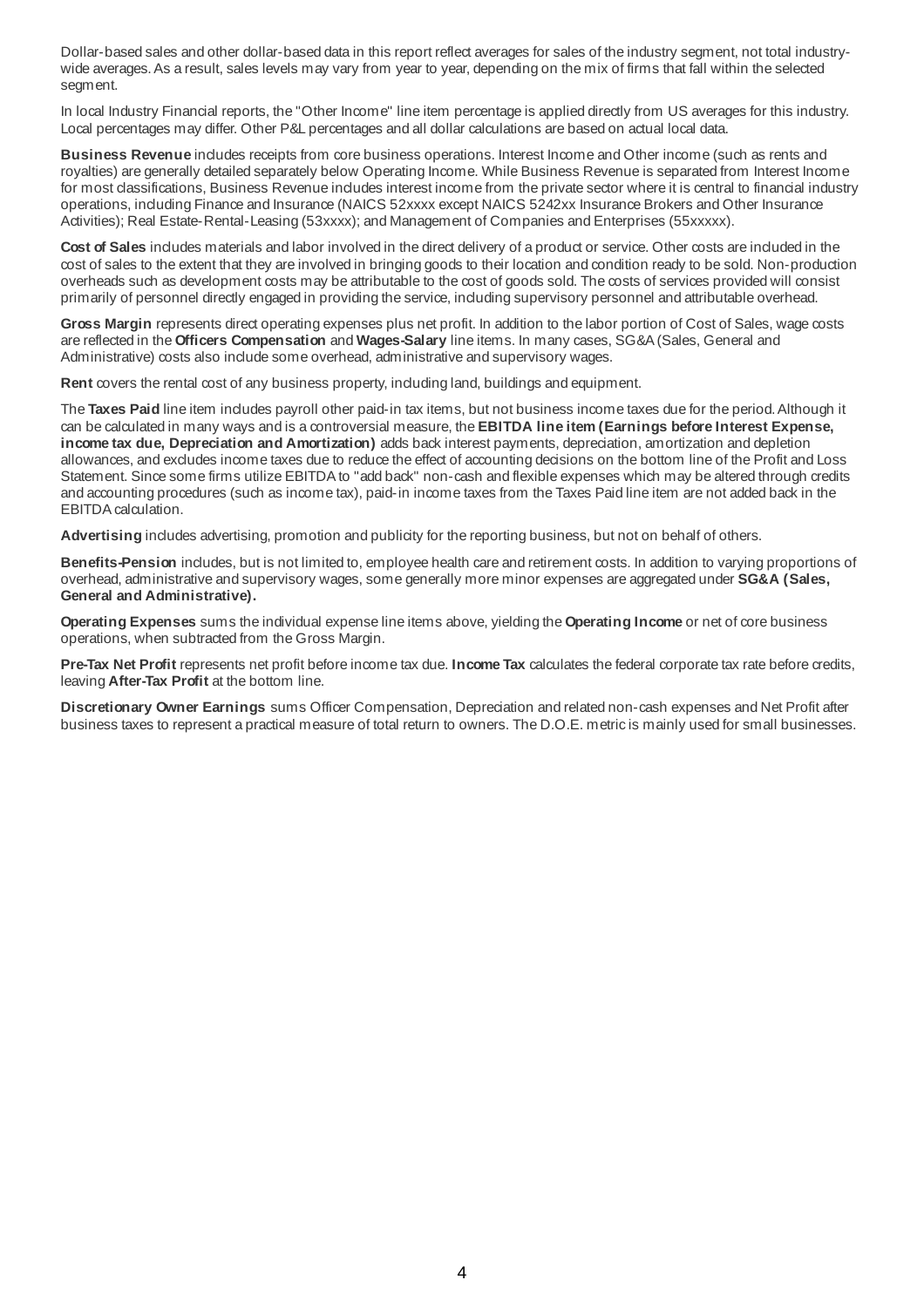Dollar-based sales and other dollar-based data in this report reflect averages for sales of the industry segment, not total industry-wide averages. As a result, sales levels may vary from year to year, depending on the mix of firms that fall within the selected segment.

In local Industry Financial reports, the "Other Income" line item percentage is applied directly from US averages for this industry. Local percentages may differ. Other P&L percentages and all dollar calculations are based on actual local data.

**Business Revenue** includes receipts from core business operations. Interest Income and Other income (such as rents and royalties) are generally detailed separately below Operating Income. While Business Revenue is separated from Interest Income for most classifications, Business Revenue includes interest income from the private sector where it is central to financial industry operations, including Finance and Insurance (NAICS 52xxxx except NAICS 5242xx Insurance Brokers and Other Insurance Activities); Real Estate-Rental-Leasing (53xxxx); and Management of Companies and Enterprises (55xxxxx).

**Cost of Sales** includes materials and labor involved in the direct delivery of a product or service. Other costs are included in the cost of sales to the extent that they are involved in bringing goods to their location and condition ready to be sold. Non-production overheads such as development costs may be attributable to the cost of goods sold. The costs of services provided will consist primarily of personnel directly engaged in providing the service, including supervisory personnel and attributable overhead.

**Gross Margin** represents direct operating expenses plus net profit. In addition to the labor portion of Cost of Sales, wage costs are reflected in the **Officers Compensation** and **Wages-Salary** line items. In many cases, SG&A (Sales, General and Administrative) costs also include some overhead, administrative and supervisory wages.

**Rent** covers the rental cost of any business property, including land, buildings and equipment.

The **Taxes Paid** line item includes payroll other paid-in tax items, but not business income taxes due for the period. Although it can be calculated in many ways and is a controversial measure, the **EBITDA line item (Earnings before Interest Expense, income tax due, Depreciation and Amortization)** adds back interest payments, depreciation, amortization and depletion allowances, and excludes income taxes due to reduce the effect of accounting decisions on the bottom line of the Profit and Loss Statement. Since some firms utilize EBITDA to "add back" non-cash and flexible expenses which may be altered through credits and accounting procedures (such as income tax), paid-in income taxes from the Taxes Paid line item are not added back in the EBITDA calculation.

**Advertising** includes advertising, promotion and publicity for the reporting business, but not on behalf of others.

**Benefits-Pension** includes, but is not limited to, employee health care and retirement costs. In addition to varying proportions of overhead, administrative and supervisory wages, some generally more minor expenses are aggregated under **SG&A (Sales, General and Administrative).**

**Operating Expenses** sums the individual expense line items above, yielding the **Operating Income** or net of core business operations, when subtracted from the Gross Margin.

**Pre-Tax Net Profit** represents net profit before income tax due. **Income Tax** calculates the federal corporate tax rate before credits, leaving **After-Tax Profit** at the bottom line.

**Discretionary Owner Earnings** sums Officer Compensation, Depreciation and related non-cash expenses and Net Profit after business taxes to represent a practical measure of total return to owners. The D.O.E. metric is mainly used for small businesses.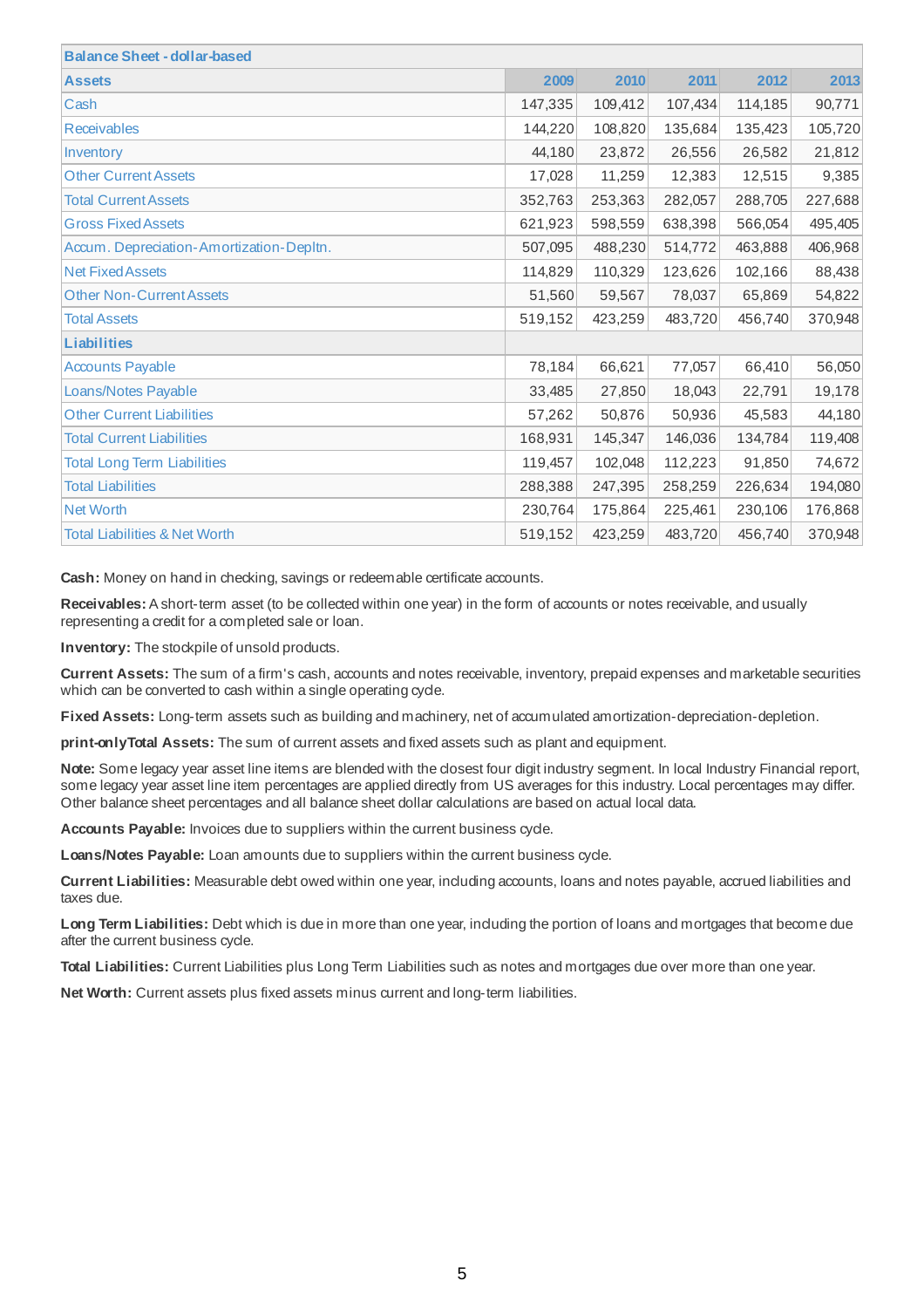| Balance Sheet - dollar-based | | | | | |
|---|---|---|---|---|---|
| **Assets** | **2009** | **2010** | **2011** | **2012** | **2013** |
| Cash | 147,335 | 109,412 | 107,434 | 114,185 | 90,771 |
| Receivables | 144,220 | 108,820 | 135,684 | 135,423 | 105,720 |
| Inventory | 44,180 | 23,872 | 26,556 | 26,582 | 21,812 |
| Other Current Assets | 17,028 | 11,259 | 12,383 | 12,515 | 9,385 |
| Total Current Assets | 352,763 | 253,363 | 282,057 | 288,705 | 227,688 |
| Gross Fixed Assets | 621,923 | 598,559 | 638,398 | 566,054 | 495,405 |
| Accum. Depreciation-Amortization-Depltn. | 507,095 | 488,230 | 514,772 | 463,888 | 406,968 |
| Net Fixed Assets | 114,829 | 110,329 | 123,626 | 102,166 | 88,438 |
| Other Non-Current Assets | 51,560 | 59,567 | 78,037 | 65,869 | 54,822 |
| Total Assets | 519,152 | 423,259 | 483,720 | 456,740 | 370,948 |
| **Liabilities** | | | | | |
| Accounts Payable | 78,184 | 66,621 | 77,057 | 66,410 | 56,050 |
| Loans/Notes Payable | 33,485 | 27,850 | 18,043 | 22,791 | 19,178 |
| Other Current Liabilities | 57,262 | 50,876 | 50,936 | 45,583 | 44,180 |
| Total Current Liabilities | 168,931 | 145,347 | 146,036 | 134,784 | 119,408 |
| Total Long Term Liabilities | 119,457 | 102,048 | 112,223 | 91,850 | 74,672 |
| Total Liabilities | 288,388 | 247,395 | 258,259 | 226,634 | 194,080 |
| Net Worth | 230,764 | 175,864 | 225,461 | 230,106 | 176,868 |
| Total Liabilities & Net Worth | 519,152 | 423,259 | 483,720 | 456,740 | 370,948 |

**Cash:** Money on hand in checking, savings or redeemable certificate accounts.

**Receivables:** A short-term asset (to be collected within one year) in the form of accounts or notes receivable, and usually representing a credit for a completed sale or loan.

**Inventory:** The stockpile of unsold products.

**Current Assets:** The sum of a firm's cash, accounts and notes receivable, inventory, prepaid expenses and marketable securities which can be converted to cash within a single operating cycle.

**Fixed Assets:** Long-term assets such as building and machinery, net of accumulated amortization-depreciation-depletion.

**print-onlyTotal Assets:** The sum of current assets and fixed assets such as plant and equipment.

**Note:** Some legacy year asset line items are blended with the closest four digit industry segment. In local Industry Financial report, some legacy year asset line item percentages are applied directly from US averages for this industry. Local percentages may differ. Other balance sheet percentages and all balance sheet dollar calculations are based on actual local data.

**Accounts Payable:** Invoices due to suppliers within the current business cycle.

**Loans/Notes Payable:** Loan amounts due to suppliers within the current business cycle.

**Current Liabilities:** Measurable debt owed within one year, including accounts, loans and notes payable, accrued liabilities and taxes due.

**Long Term Liabilities:** Debt which is due in more than one year, including the portion of loans and mortgages that become due after the current business cycle.

**Total Liabilities:** Current Liabilities plus Long Term Liabilities such as notes and mortgages due over more than one year.

**Net Worth:** Current assets plus fixed assets minus current and long-term liabilities.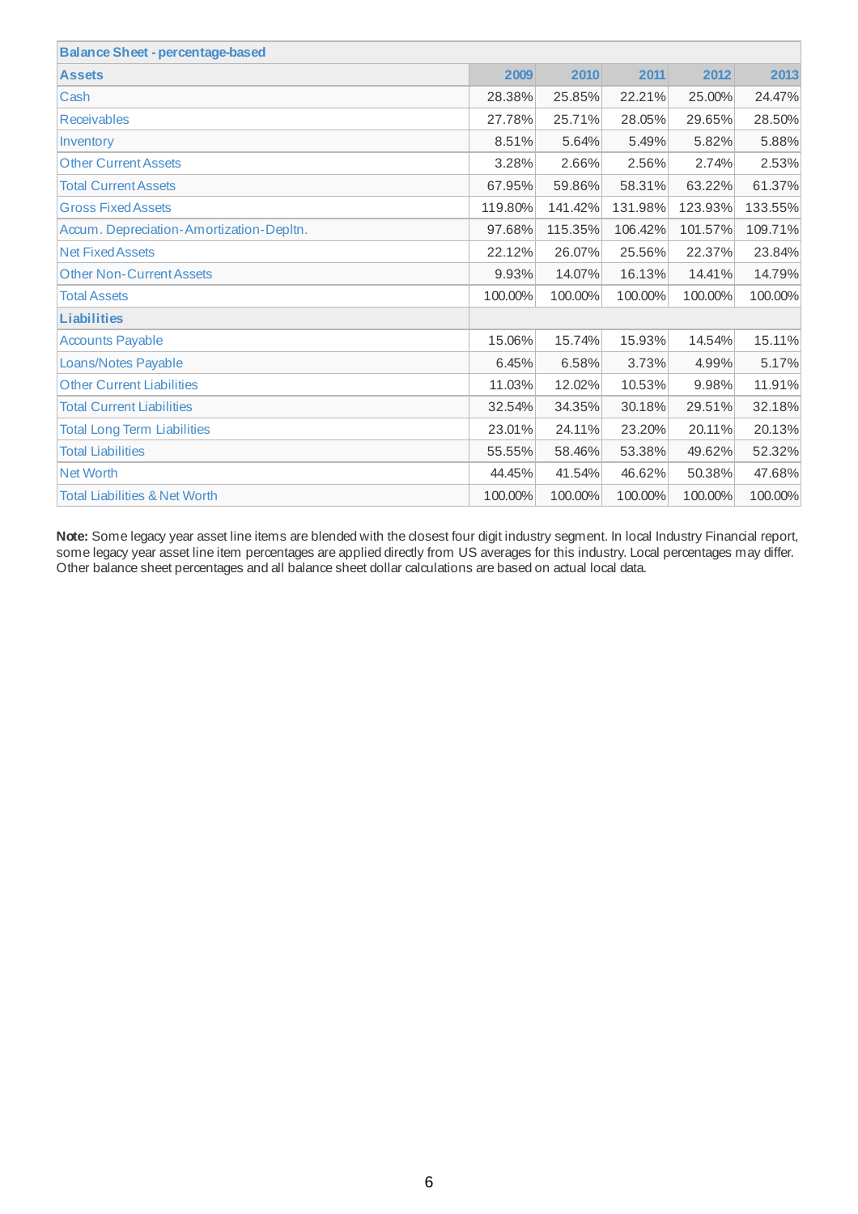| Balance Sheet - percentage-based | | | | | |
|---|---|---|---|---|---|
| **Assets** | **2009** | **2010** | **2011** | **2012** | **2013** |
| Cash | 28.38% | 25.85% | 22.21% | 25.00% | 24.47% |
| Receivables | 27.78% | 25.71% | 28.05% | 29.65% | 28.50% |
| Inventory | 8.51% | 5.64% | 5.49% | 5.82% | 5.88% |
| Other Current Assets | 3.28% | 2.66% | 2.56% | 2.74% | 2.53% |
| Total Current Assets | 67.95% | 59.86% | 58.31% | 63.22% | 61.37% |
| Gross Fixed Assets | 119.80% | 141.42% | 131.98% | 123.93% | 133.55% |
| Accum. Depreciation-Amortization-Depltn. | 97.68% | 115.35% | 106.42% | 101.57% | 109.71% |
| Net Fixed Assets | 22.12% | 26.07% | 25.56% | 22.37% | 23.84% |
| Other Non-Current Assets | 9.93% | 14.07% | 16.13% | 14.41% | 14.79% |
| Total Assets | 100.00% | 100.00% | 100.00% | 100.00% | 100.00% |
| **Liabilities** | | | | | |
| Accounts Payable | 15.06% | 15.74% | 15.93% | 14.54% | 15.11% |
| Loans/Notes Payable | 6.45% | 6.58% | 3.73% | 4.99% | 5.17% |
| Other Current Liabilities | 11.03% | 12.02% | 10.53% | 9.98% | 11.91% |
| Total Current Liabilities | 32.54% | 34.35% | 30.18% | 29.51% | 32.18% |
| Total Long Term Liabilities | 23.01% | 24.11% | 23.20% | 20.11% | 20.13% |
| Total Liabilities | 55.55% | 58.46% | 53.38% | 49.62% | 52.32% |
| Net Worth | 44.45% | 41.54% | 46.62% | 50.38% | 47.68% |
| Total Liabilities & Net Worth | 100.00% | 100.00% | 100.00% | 100.00% | 100.00% |

**Note:** Some legacy year asset line items are blended with the closest four digit industry segment. In local Industry Financial report, some legacy year asset line item percentages are applied directly from US averages for this industry. Local percentages may differ. Other balance sheet percentages and all balance sheet dollar calculations are based on actual local data.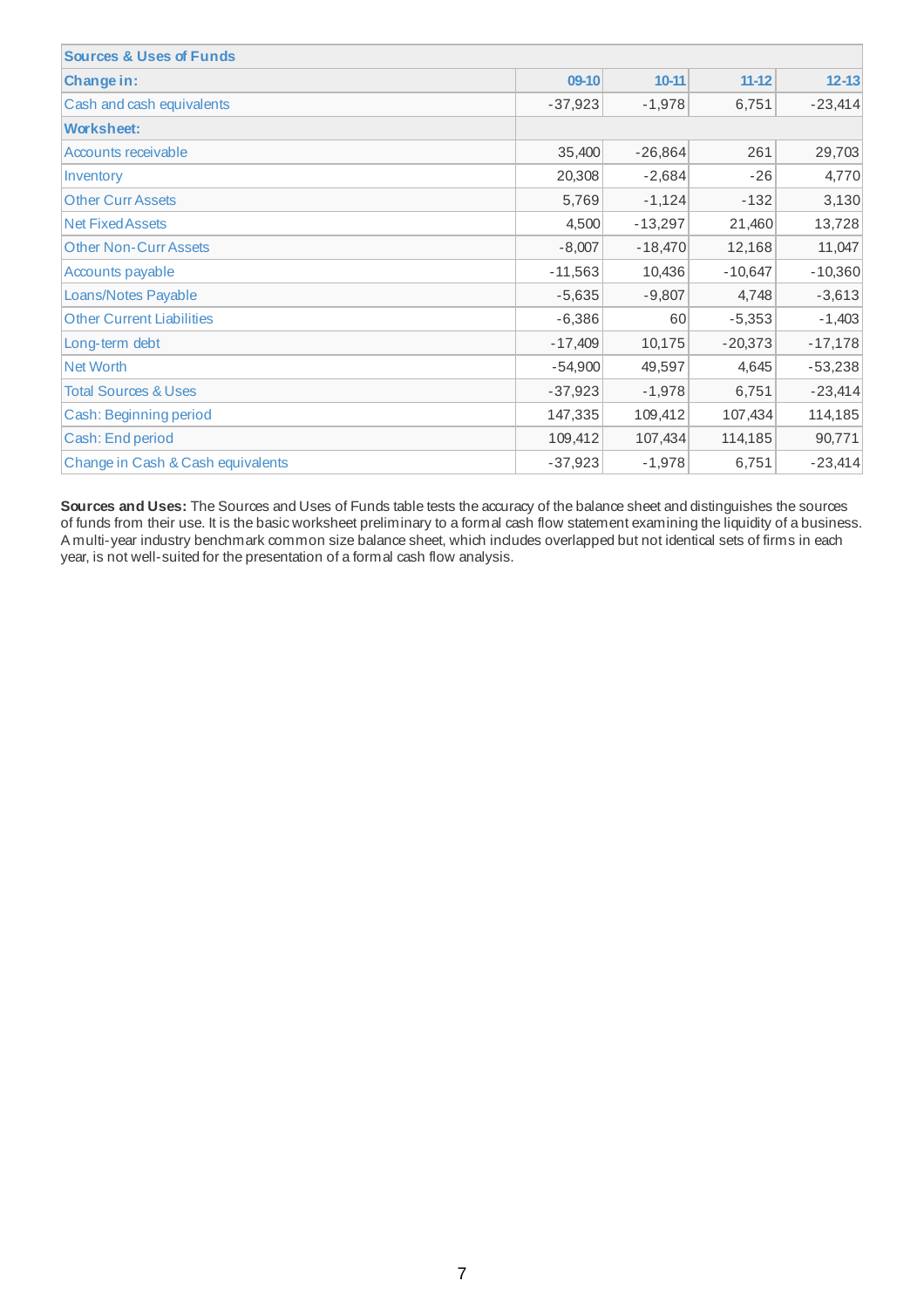| Sources & Uses of Funds | | | | |
|---|---|---|---|---|
| **Change in:** | **09-10** | **10-11** | **11-12** | **12-13** |
| Cash and cash equivalents | -37,923 | -1,978 | 6,751 | -23,414 |
| **Worksheet:** | | | | |
| Accounts receivable | 35,400 | -26,864 | 261 | 29,703 |
| Inventory | 20,308 | -2,684 | -26 | 4,770 |
| Other Curr Assets | 5,769 | -1,124 | -132 | 3,130 |
| Net Fixed Assets | 4,500 | -13,297 | 21,460 | 13,728 |
| Other Non-Curr Assets | -8,007 | -18,470 | 12,168 | 11,047 |
| Accounts payable | -11,563 | 10,436 | -10,647 | -10,360 |
| Loans/Notes Payable | -5,635 | -9,807 | 4,748 | -3,613 |
| Other Current Liabilities | -6,386 | 60 | -5,353 | -1,403 |
| Long-term debt | -17,409 | 10,175 | -20,373 | -17,178 |
| Net Worth | -54,900 | 49,597 | 4,645 | -53,238 |
| Total Sources & Uses | -37,923 | -1,978 | 6,751 | -23,414 |
| Cash: Beginning period | 147,335 | 109,412 | 107,434 | 114,185 |
| Cash: End period | 109,412 | 107,434 | 114,185 | 90,771 |
| Change in Cash & Cash equivalents | -37,923 | -1,978 | 6,751 | -23,414 |

**Sources and Uses:** The Sources and Uses of Funds table tests the accuracy of the balance sheet and distinguishes the sources of funds from their use. It is the basic worksheet preliminary to a formal cash flow statement examining the liquidity of a business. A multi-year industry benchmark common size balance sheet, which includes overlapped but not identical sets of firms in each year, is not well-suited for the presentation of a formal cash flow analysis.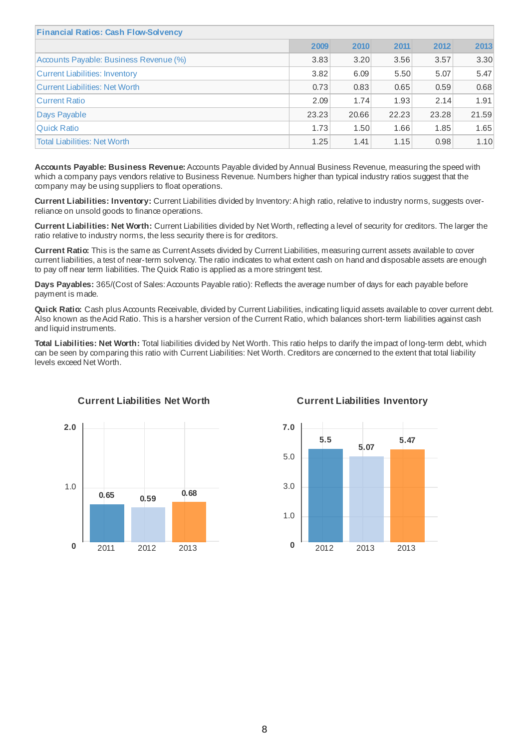| Financial Ratios: Cash Flow-Solvency | 2009 | 2010 | 2011 | 2012 | 2013 |
|---|---|---|---|---|---|
| Accounts Payable: Business Revenue (%) | 3.83 | 3.20 | 3.56 | 3.57 | 3.30 |
| Current Liabilities: Inventory | 3.82 | 6.09 | 5.50 | 5.07 | 5.47 |
| Current Liabilities: Net Worth | 0.73 | 0.83 | 0.65 | 0.59 | 0.68 |
| Current Ratio | 2.09 | 1.74 | 1.93 | 2.14 | 1.91 |
| Days Payable | 23.23 | 20.66 | 22.23 | 23.28 | 21.59 |
| Quick Ratio | 1.73 | 1.50 | 1.66 | 1.85 | 1.65 |
| Total Liabilities: Net Worth | 1.25 | 1.41 | 1.15 | 0.98 | 1.10 |

**Accounts Payable: Business Revenue:** Accounts Payable divided by Annual Business Revenue, measuring the speed with which a company pays vendors relative to Business Revenue. Numbers higher than typical industry ratios suggest that the company may be using suppliers to float operations.

**Current Liabilities: Inventory:** Current Liabilities divided by Inventory: A high ratio, relative to industry norms, suggests over-reliance on unsold goods to finance operations.

**Current Liabilities: Net Worth:** Current Liabilities divided by Net Worth, reflecting a level of security for creditors. The larger the ratio relative to industry norms, the less security there is for creditors.

**Current Ratio:** This is the same as Current Assets divided by Current Liabilities, measuring current assets available to cover current liabilities, a test of near-term solvency. The ratio indicates to what extent cash on hand and disposable assets are enough to pay off near term liabilities. The Quick Ratio is applied as a more stringent test.

**Days Payables:** 365/(Cost of Sales: Accounts Payable ratio): Reflects the average number of days for each payable before payment is made.

**Quick Ratio:** Cash plus Accounts Receivable, divided by Current Liabilities, indicating liquid assets available to cover current debt. Also known as the Acid Ratio. This is a harsher version of the Current Ratio, which balances short-term liabilities against cash and liquid instruments.

**Total Liabilities: Net Worth:** Total liabilities divided by Net Worth. This ratio helps to clarify the impact of long-term debt, which can be seen by comparing this ratio with Current Liabilities: Net Worth. Creditors are concerned to the extent that total liability levels exceed Net Worth.

**Current Liabilities Net Worth**

| Year | Value |
|---|---|
| 2011 | 0.65 |
| 2012 | 0.59 |
| 2013 | 0.68 |

**Current Liabilities Inventory**

| Year | Value |
|---|---|
| 2012 | 5.5 |
| 2013 | 5.07 |
| 2013 | 5.47 |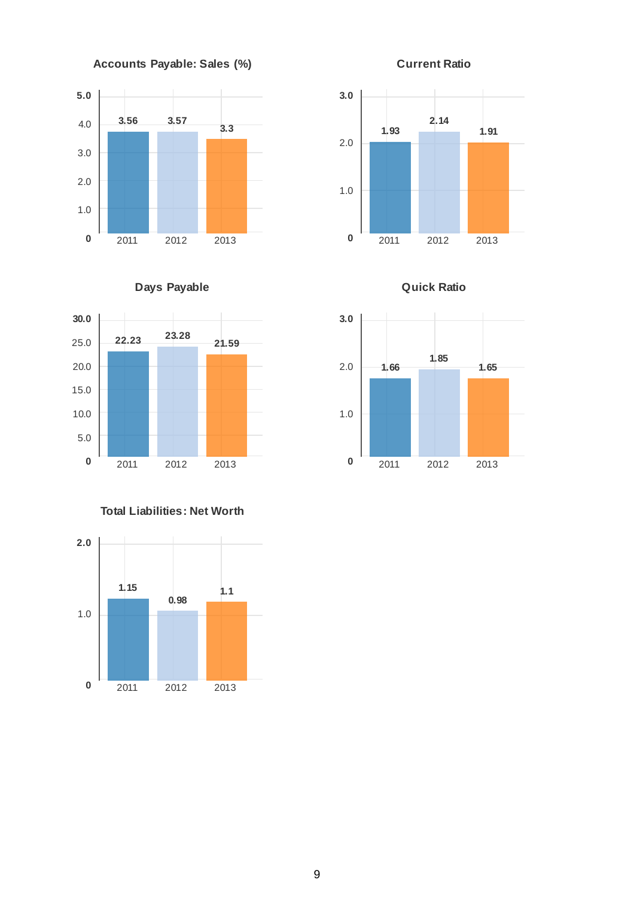## Accounts Payable: Sales (%)

| Year | Value |
|---|---|
| 2011 | 3.56 |
| 2012 | 3.57 |
| 2013 | 3.3 |

## Current Ratio

| Year | Value |
|---|---|
| 2011 | 1.93 |
| 2012 | 2.14 |
| 2013 | 1.91 |

## Days Payable

| Year | Value |
|---|---|
| 2011 | 22.23 |
| 2012 | 23.28 |
| 2013 | 21.59 |

## Quick Ratio

| Year | Value |
|---|---|
| 2011 | 1.66 |
| 2012 | 1.85 |
| 2013 | 1.65 |

## Total Liabilities: Net Worth

| Year | Value |
|---|---|
| 2011 | 1.15 |
| 2012 | 0.98 |
| 2013 | 1.1 |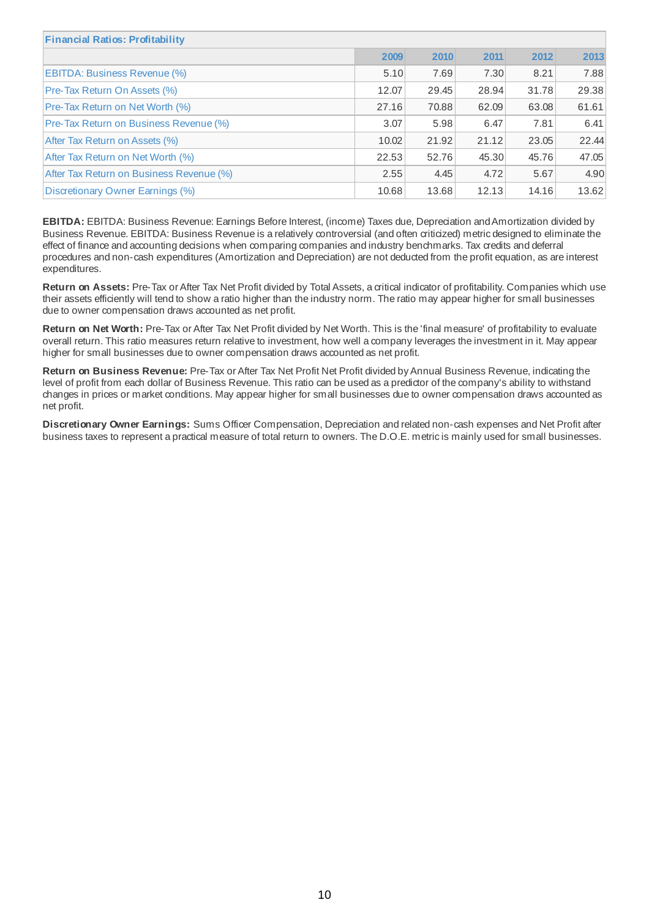| Financial Ratios: Profitability | | | | | |
|---|---|---|---|---|---|
| | 2009 | 2010 | 2011 | 2012 | 2013 |
| EBITDA: Business Revenue (%) | 5.10 | 7.69 | 7.30 | 8.21 | 7.88 |
| Pre-Tax Return On Assets (%) | 12.07 | 29.45 | 28.94 | 31.78 | 29.38 |
| Pre-Tax Return on Net Worth (%) | 27.16 | 70.88 | 62.09 | 63.08 | 61.61 |
| Pre-Tax Return on Business Revenue (%) | 3.07 | 5.98 | 6.47 | 7.81 | 6.41 |
| After Tax Return on Assets (%) | 10.02 | 21.92 | 21.12 | 23.05 | 22.44 |
| After Tax Return on Net Worth (%) | 22.53 | 52.76 | 45.30 | 45.76 | 47.05 |
| After Tax Return on Business Revenue (%) | 2.55 | 4.45 | 4.72 | 5.67 | 4.90 |
| Discretionary Owner Earnings (%) | 10.68 | 13.68 | 12.13 | 14.16 | 13.62 |

**EBITDA:** EBITDA: Business Revenue: Earnings Before Interest, (income) Taxes due, Depreciation and Amortization divided by Business Revenue. EBITDA: Business Revenue is a relatively controversial (and often criticized) metric designed to eliminate the effect of finance and accounting decisions when comparing companies and industry benchmarks. Tax credits and deferral procedures and non-cash expenditures (Amortization and Depreciation) are not deducted from the profit equation, as are interest expenditures.

**Return on Assets:** Pre-Tax or After Tax Net Profit divided by Total Assets, a critical indicator of profitability. Companies which use their assets efficiently will tend to show a ratio higher than the industry norm. The ratio may appear higher for small businesses due to owner compensation draws accounted as net profit.

**Return on Net Worth:** Pre-Tax or After Tax Net Profit divided by Net Worth. This is the 'final measure' of profitability to evaluate overall return. This ratio measures return relative to investment, how well a company leverages the investment in it. May appear higher for small businesses due to owner compensation draws accounted as net profit.

**Return on Business Revenue:** Pre-Tax or After Tax Net Profit Net Profit divided by Annual Business Revenue, indicating the level of profit from each dollar of Business Revenue. This ratio can be used as a predictor of the company's ability to withstand changes in prices or market conditions. May appear higher for small businesses due to owner compensation draws accounted as net profit.

**Discretionary Owner Earnings:** Sums Officer Compensation, Depreciation and related non-cash expenses and Net Profit after business taxes to represent a practical measure of total return to owners. The D.O.E. metric is mainly used for small businesses.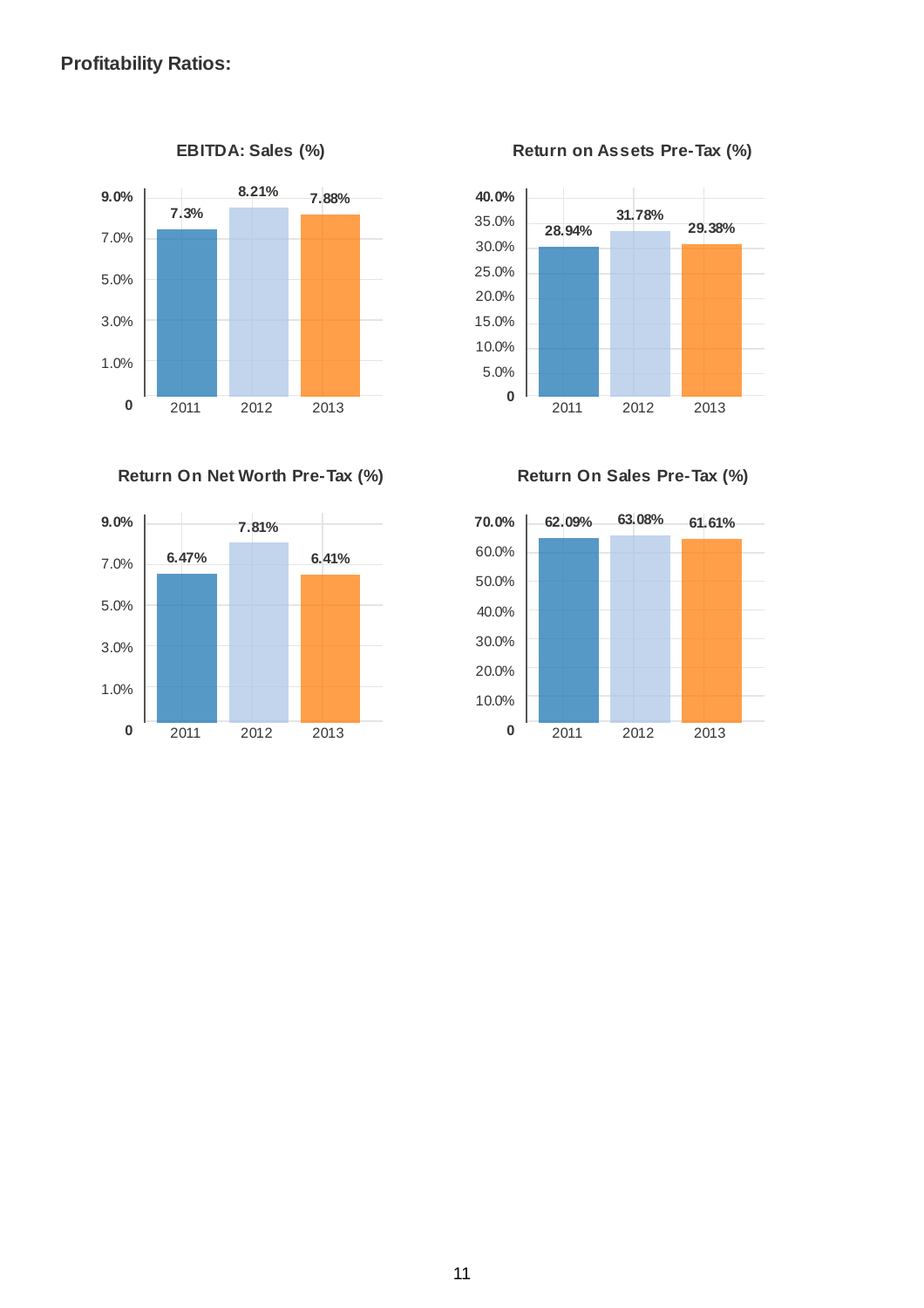**Profitability Ratios:**

**EBITDA: Sales (%)**

| Year | Value |
|---|---|
| 2011 | 7.3% |
| 2012 | 8.21% |
| 2013 | 7.88% |

**Return on Assets Pre-Tax (%)**

| Year | Value |
|---|---|
| 2011 | 28.94% |
| 2012 | 31.78% |
| 2013 | 29.38% |

**Return On Net Worth Pre-Tax (%)**

| Year | Value |
|---|---|
| 2011 | 6.47% |
| 2012 | 7.81% |
| 2013 | 6.41% |

**Return On Sales Pre-Tax (%)**

| Year | Value |
|---|---|
| 2011 | 62.09% |
| 2012 | 63.08% |
| 2013 | 61.61% |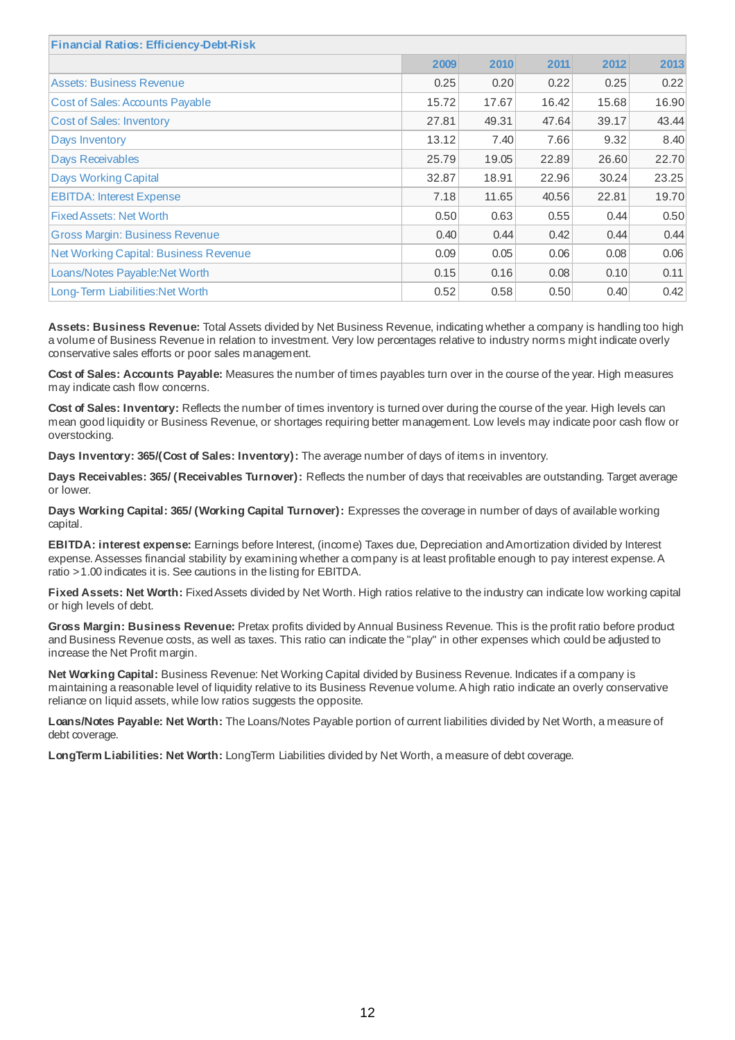| Financial Ratios: Efficiency-Debt-Risk | | | | | |
|---|---|---|---|---|---|
| | 2009 | 2010 | 2011 | 2012 | 2013 |
| Assets: Business Revenue | 0.25 | 0.20 | 0.22 | 0.25 | 0.22 |
| Cost of Sales: Accounts Payable | 15.72 | 17.67 | 16.42 | 15.68 | 16.90 |
| Cost of Sales: Inventory | 27.81 | 49.31 | 47.64 | 39.17 | 43.44 |
| Days Inventory | 13.12 | 7.40 | 7.66 | 9.32 | 8.40 |
| Days Receivables | 25.79 | 19.05 | 22.89 | 26.60 | 22.70 |
| Days Working Capital | 32.87 | 18.91 | 22.96 | 30.24 | 23.25 |
| EBITDA: Interest Expense | 7.18 | 11.65 | 40.56 | 22.81 | 19.70 |
| Fixed Assets: Net Worth | 0.50 | 0.63 | 0.55 | 0.44 | 0.50 |
| Gross Margin: Business Revenue | 0.40 | 0.44 | 0.42 | 0.44 | 0.44 |
| Net Working Capital: Business Revenue | 0.09 | 0.05 | 0.06 | 0.08 | 0.06 |
| Loans/Notes Payable:Net Worth | 0.15 | 0.16 | 0.08 | 0.10 | 0.11 |
| Long-Term Liabilities:Net Worth | 0.52 | 0.58 | 0.50 | 0.40 | 0.42 |

**Assets: Business Revenue:** Total Assets divided by Net Business Revenue, indicating whether a company is handling too high a volume of Business Revenue in relation to investment. Very low percentages relative to industry norms might indicate overly conservative sales efforts or poor sales management.

**Cost of Sales: Accounts Payable:** Measures the number of times payables turn over in the course of the year. High measures may indicate cash flow concerns.

**Cost of Sales: Inventory:** Reflects the number of times inventory is turned over during the course of the year. High levels can mean good liquidity or Business Revenue, or shortages requiring better management. Low levels may indicate poor cash flow or overstocking.

**Days Inventory: 365/(Cost of Sales: Inventory):** The average number of days of items in inventory.

**Days Receivables: 365/ (Receivables Turnover):** Reflects the number of days that receivables are outstanding. Target average or lower.

**Days Working Capital: 365/ (Working Capital Turnover):** Expresses the coverage in number of days of available working capital.

**EBITDA: interest expense:** Earnings before Interest, (income) Taxes due, Depreciation and Amortization divided by Interest expense. Assesses financial stability by examining whether a company is at least profitable enough to pay interest expense. A ratio >1.00 indicates it is. See cautions in the listing for EBITDA.

**Fixed Assets: Net Worth:** Fixed Assets divided by Net Worth. High ratios relative to the industry can indicate low working capital or high levels of debt.

**Gross Margin: Business Revenue:** Pretax profits divided by Annual Business Revenue. This is the profit ratio before product and Business Revenue costs, as well as taxes. This ratio can indicate the "play" in other expenses which could be adjusted to increase the Net Profit margin.

**Net Working Capital:** Business Revenue: Net Working Capital divided by Business Revenue. Indicates if a company is maintaining a reasonable level of liquidity relative to its Business Revenue volume. A high ratio indicate an overly conservative reliance on liquid assets, while low ratios suggests the opposite.

**Loans/Notes Payable: Net Worth:** The Loans/Notes Payable portion of current liabilities divided by Net Worth, a measure of debt coverage.

**LongTerm Liabilities: Net Worth:** LongTerm Liabilities divided by Net Worth, a measure of debt coverage.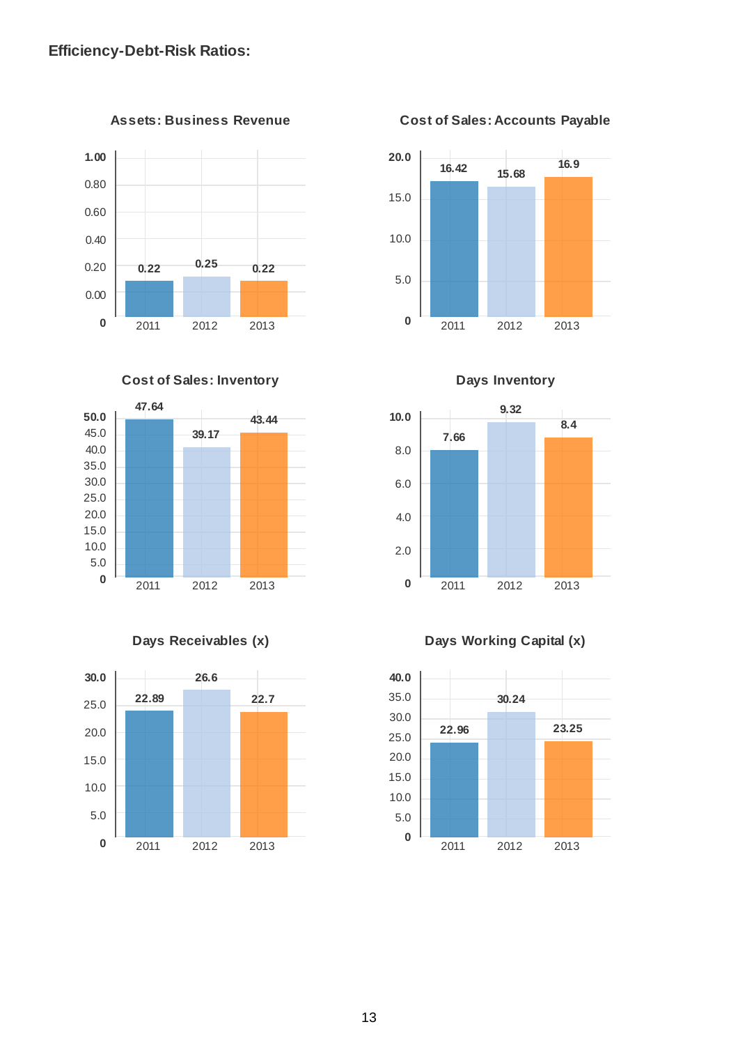**Efficiency-Debt-Risk Ratios:**

**Assets: Business Revenue**

| Year | Value |
|---|---|
| 2011 | 0.22 |
| 2012 | 0.25 |
| 2013 | 0.22 |

**Cost of Sales: Accounts Payable**

| Year | Value |
|---|---|
| 2011 | 16.42 |
| 2012 | 15.68 |
| 2013 | 16.9 |

**Cost of Sales: Inventory**

| Year | Value |
|---|---|
| 2011 | 47.64 |
| 2012 | 39.17 |
| 2013 | 43.44 |

**Days Inventory**

| Year | Value |
|---|---|
| 2011 | 7.66 |
| 2012 | 9.32 |
| 2013 | 8.4 |

**Days Receivables (x)**

| Year | Value |
|---|---|
| 2011 | 22.89 |
| 2012 | 26.6 |
| 2013 | 22.7 |

**Days Working Capital (x)**

| Year | Value |
|---|---|
| 2011 | 22.96 |
| 2012 | 30.24 |
| 2013 | 23.25 |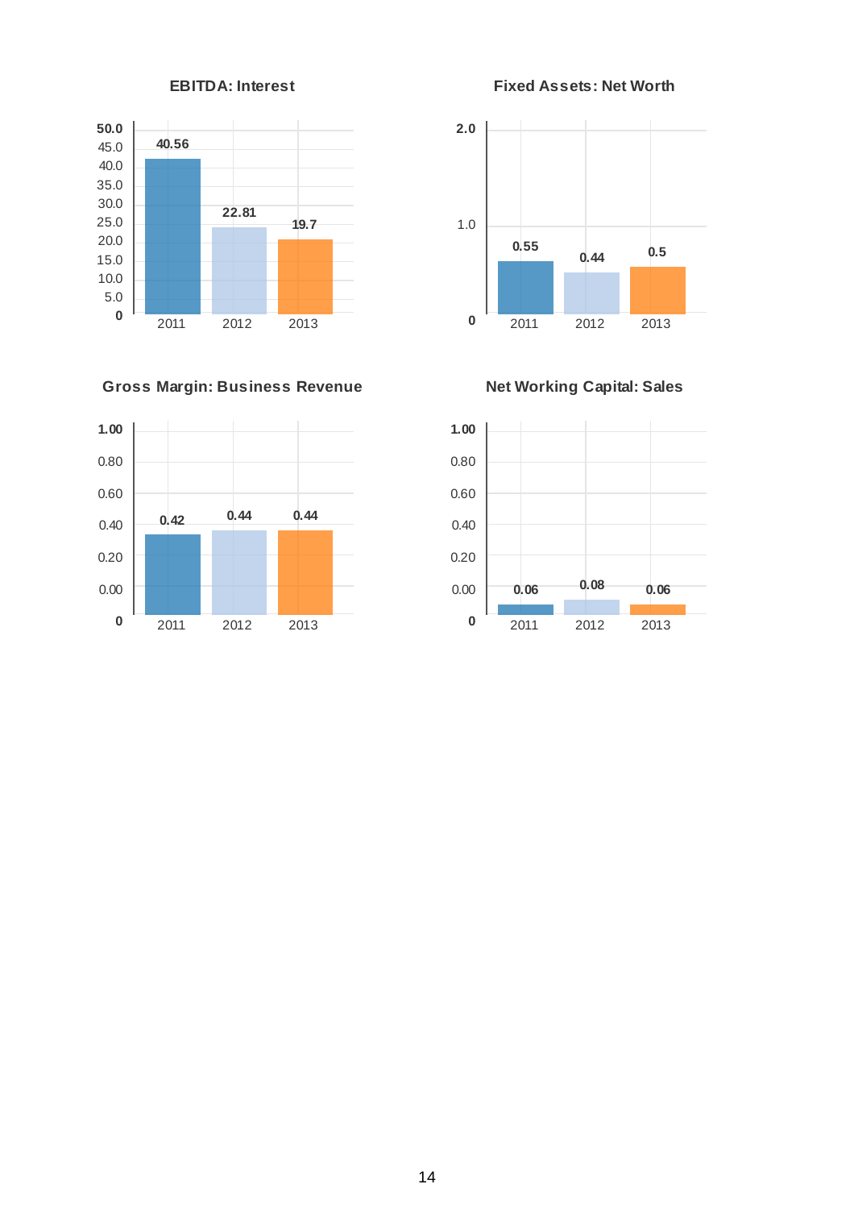### EBITDA: Interest

| Year | Value |
|---|---|
| 2011 | 40.56 |
| 2012 | 22.81 |
| 2013 | 19.7 |

### Fixed Assets: Net Worth

| Year | Value |
|---|---|
| 2011 | 0.55 |
| 2012 | 0.44 |
| 2013 | 0.5 |

### Gross Margin: Business Revenue

| Year | Value |
|---|---|
| 2011 | 0.42 |
| 2012 | 0.44 |
| 2013 | 0.44 |

### Net Working Capital: Sales

| Year | Value |
|---|---|
| 2011 | 0.06 |
| 2012 | 0.08 |
| 2013 | 0.06 |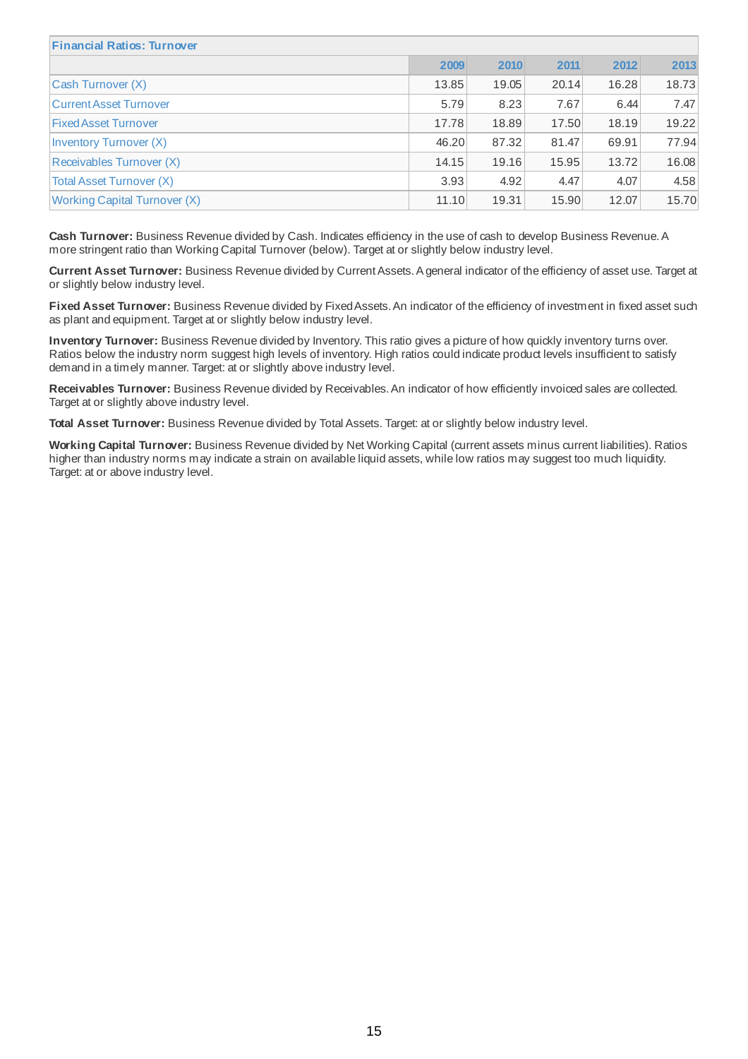| Financial Ratios: Turnover | | | | | |
|---|---|---|---|---|---|
| | 2009 | 2010 | 2011 | 2012 | 2013 |
| Cash Turnover (X) | 13.85 | 19.05 | 20.14 | 16.28 | 18.73 |
| Current Asset Turnover | 5.79 | 8.23 | 7.67 | 6.44 | 7.47 |
| Fixed Asset Turnover | 17.78 | 18.89 | 17.50 | 18.19 | 19.22 |
| Inventory Turnover (X) | 46.20 | 87.32 | 81.47 | 69.91 | 77.94 |
| Receivables Turnover (X) | 14.15 | 19.16 | 15.95 | 13.72 | 16.08 |
| Total Asset Turnover (X) | 3.93 | 4.92 | 4.47 | 4.07 | 4.58 |
| Working Capital Turnover (X) | 11.10 | 19.31 | 15.90 | 12.07 | 15.70 |

**Cash Turnover:** Business Revenue divided by Cash. Indicates efficiency in the use of cash to develop Business Revenue. A more stringent ratio than Working Capital Turnover (below). Target at or slightly below industry level.

**Current Asset Turnover:** Business Revenue divided by Current Assets. A general indicator of the efficiency of asset use. Target at or slightly below industry level.

**Fixed Asset Turnover:** Business Revenue divided by Fixed Assets. An indicator of the efficiency of investment in fixed asset such as plant and equipment. Target at or slightly below industry level.

**Inventory Turnover:** Business Revenue divided by Inventory. This ratio gives a picture of how quickly inventory turns over. Ratios below the industry norm suggest high levels of inventory. High ratios could indicate product levels insufficient to satisfy demand in a timely manner. Target: at or slightly above industry level.

**Receivables Turnover:** Business Revenue divided by Receivables. An indicator of how efficiently invoiced sales are collected. Target at or slightly above industry level.

**Total Asset Turnover:** Business Revenue divided by Total Assets. Target: at or slightly below industry level.

**Working Capital Turnover:** Business Revenue divided by Net Working Capital (current assets minus current liabilities). Ratios higher than industry norms may indicate a strain on available liquid assets, while low ratios may suggest too much liquidity. Target: at or above industry level.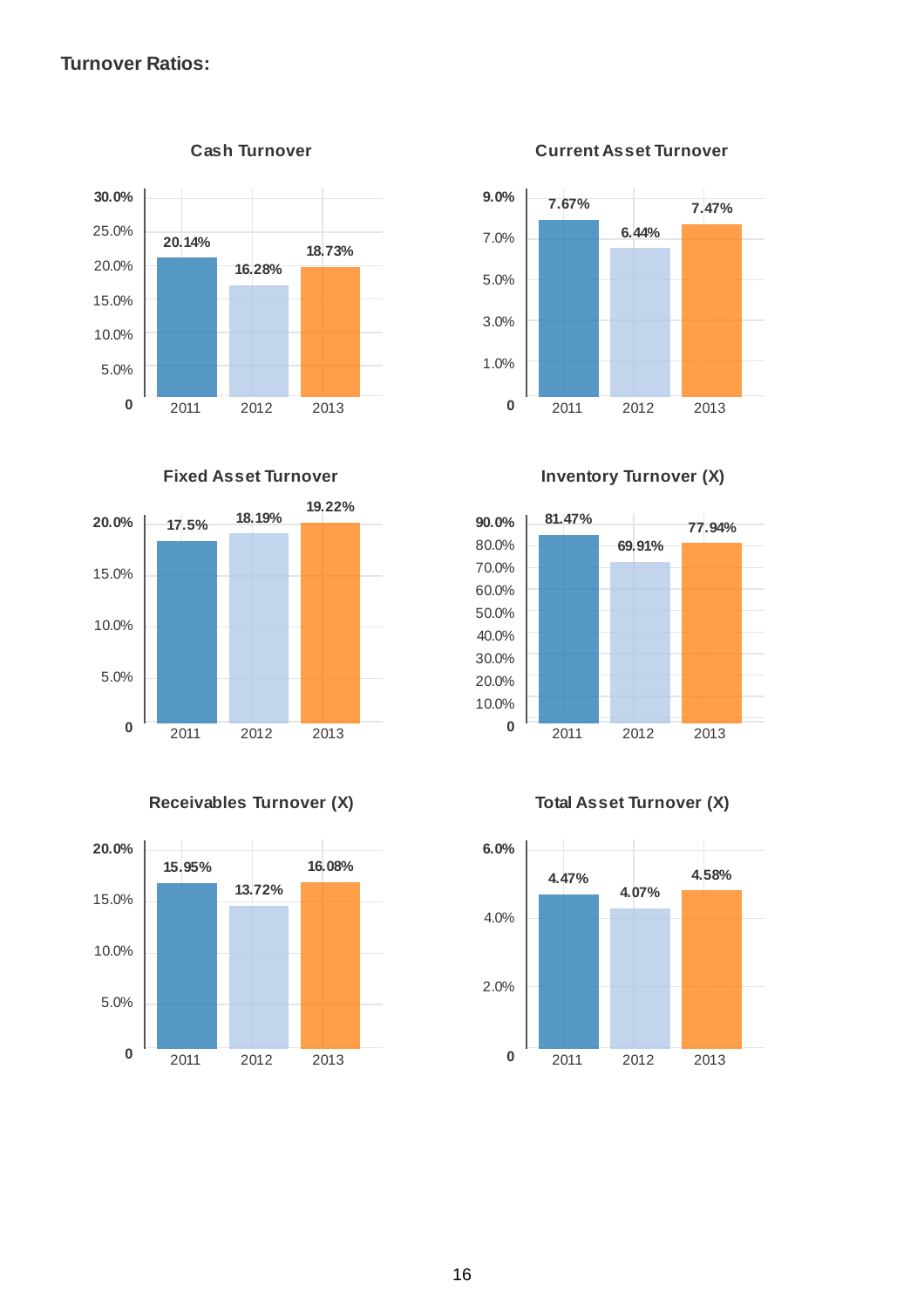**Turnover Ratios:**

**Cash Turnover**

| Year | Value |
|---|---|
| 2011 | 20.14% |
| 2012 | 16.28% |
| 2013 | 18.73% |

**Current Asset Turnover**

| Year | Value |
|---|---|
| 2011 | 7.67% |
| 2012 | 6.44% |
| 2013 | 7.47% |

**Fixed Asset Turnover**

| Year | Value |
|---|---|
| 2011 | 17.5% |
| 2012 | 18.19% |
| 2013 | 19.22% |

**Inventory Turnover (X)**

| Year | Value |
|---|---|
| 2011 | 81.47% |
| 2012 | 69.91% |
| 2013 | 77.94% |

**Receivables Turnover (X)**

| Year | Value |
|---|---|
| 2011 | 15.95% |
| 2012 | 13.72% |
| 2013 | 16.08% |

**Total Asset Turnover (X)**

| Year | Value |
|---|---|
| 2011 | 4.47% |
| 2012 | 4.07% |
| 2013 | 4.58% |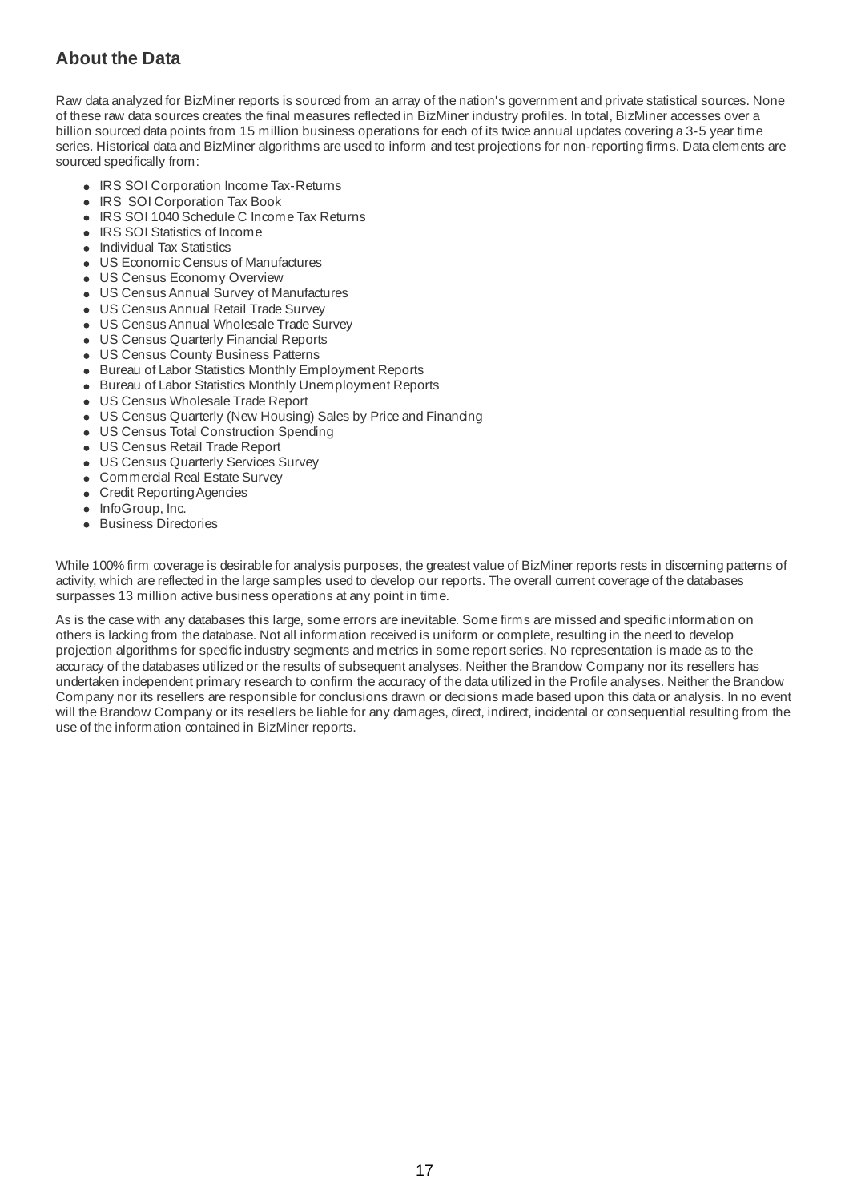## About the Data

Raw data analyzed for BizMiner reports is sourced from an array of the nation's government and private statistical sources. None of these raw data sources creates the final measures reflected in BizMiner industry profiles. In total, BizMiner accesses over a billion sourced data points from 15 million business operations for each of its twice annual updates covering a 3-5 year time series. Historical data and BizMiner algorithms are used to inform and test projections for non-reporting firms. Data elements are sourced specifically from:

- IRS SOI Corporation Income Tax-Returns
- IRS SOI Corporation Tax Book
- IRS SOI 1040 Schedule C Income Tax Returns
- IRS SOI Statistics of Income
- Individual Tax Statistics
- US Economic Census of Manufactures
- US Census Economy Overview
- US Census Annual Survey of Manufactures
- US Census Annual Retail Trade Survey
- US Census Annual Wholesale Trade Survey
- US Census Quarterly Financial Reports
- US Census County Business Patterns
- Bureau of Labor Statistics Monthly Employment Reports
- Bureau of Labor Statistics Monthly Unemployment Reports
- US Census Wholesale Trade Report
- US Census Quarterly (New Housing) Sales by Price and Financing
- US Census Total Construction Spending
- US Census Retail Trade Report
- US Census Quarterly Services Survey
- Commercial Real Estate Survey
- Credit Reporting Agencies
- InfoGroup, Inc.
- Business Directories

While 100% firm coverage is desirable for analysis purposes, the greatest value of BizMiner reports rests in discerning patterns of activity, which are reflected in the large samples used to develop our reports. The overall current coverage of the databases surpasses 13 million active business operations at any point in time.

As is the case with any databases this large, some errors are inevitable. Some firms are missed and specific information on others is lacking from the database. Not all information received is uniform or complete, resulting in the need to develop projection algorithms for specific industry segments and metrics in some report series. No representation is made as to the accuracy of the databases utilized or the results of subsequent analyses. Neither the Brandow Company nor its resellers has undertaken independent primary research to confirm the accuracy of the data utilized in the Profile analyses. Neither the Brandow Company nor its resellers are responsible for conclusions drawn or decisions made based upon this data or analysis. In no event will the Brandow Company or its resellers be liable for any damages, direct, indirect, incidental or consequential resulting from the use of the information contained in BizMiner reports.